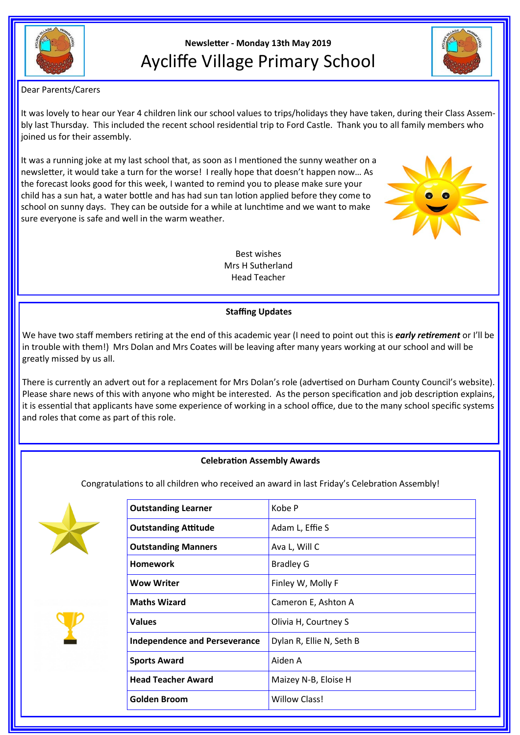**Newsletter - Monday 13th May 2019**

# Aycliffe Village Primary School

Dear Parents/Carers

It was lovely to hear our Year 4 children link our school values to trips/holidays they have taken, during their Class Assembly last Thursday. This included the recent school residential trip to Ford Castle. Thank you to all family members who joined us for their assembly.

It was a running joke at my last school that, as soon as I mentioned the sunny weather on a newsletter, it would take a turn for the worse! I really hope that doesn't happen now… As the forecast looks good for this week, I wanted to remind you to please make sure your child has a sun hat, a water bottle and has had sun tan lotion applied before they come to school on sunny days. They can be outside for a while at lunchtime and we want to make sure everyone is safe and well in the warm weather.

Best wishes
Mrs H Sutherland
Head Teacher

## Staffing Updates

We have two staff members retiring at the end of this academic year (I need to point out this is ***early retirement*** or I'll be in trouble with them!) Mrs Dolan and Mrs Coates will be leaving after many years working at our school and will be greatly missed by us all.

There is currently an advert out for a replacement for Mrs Dolan's role (advertised on Durham County Council's website). Please share news of this with anyone who might be interested. As the person specification and job description explains, it is essential that applicants have some experience of working in a school office, due to the many school specific systems and roles that come as part of this role.

## Celebration Assembly Awards

Congratulations to all children who received an award in last Friday's Celebration Assembly!

| Award | Recipients |
| --- | --- |
| **Outstanding Learner** | Kobe P |
| **Outstanding Attitude** | Adam L, Effie S |
| **Outstanding Manners** | Ava L, Will C |
| **Homework** | Bradley G |
| **Wow Writer** | Finley W, Molly F |
| **Maths Wizard** | Cameron E, Ashton A |
| **Values** | Olivia H, Courtney S |
| **Independence and Perseverance** | Dylan R, Ellie N, Seth B |
| **Sports Award** | Aiden A |
| **Head Teacher Award** | Maizey N-B, Eloise H |
| **Golden Broom** | Willow Class! |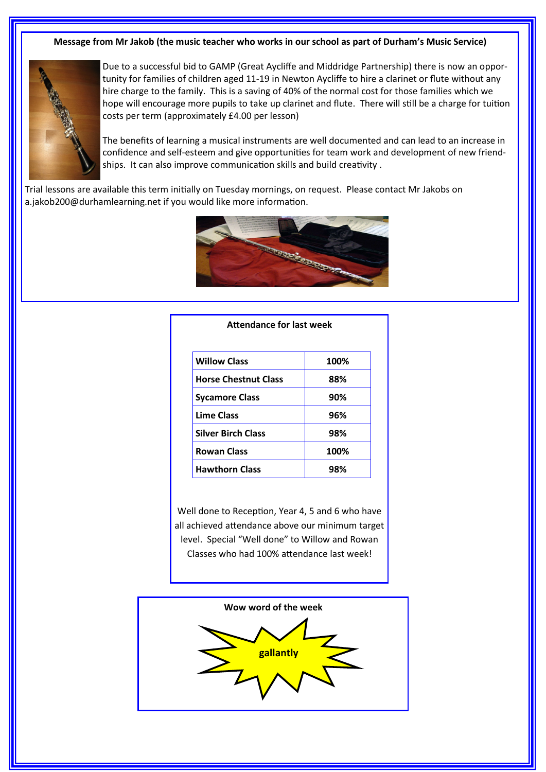**Message from Mr Jakob (the music teacher who works in our school as part of Durham's Music Service)**

Due to a successful bid to GAMP (Great Aycliffe and Middridge Partnership) there is now an opportunity for families of children aged 11-19 in Newton Aycliffe to hire a clarinet or flute without any hire charge to the family. This is a saving of 40% of the normal cost for those families which we hope will encourage more pupils to take up clarinet and flute. There will still be a charge for tuition costs per term (approximately £4.00 per lesson)

The benefits of learning a musical instruments are well documented and can lead to an increase in confidence and self-esteem and give opportunities for team work and development of new friendships. It can also improve communication skills and build creativity .

Trial lessons are available this term initially on Tuesday mornings, on request. Please contact Mr Jakobs on a.jakob200@durhamlearning.net if you would like more information.

**Attendance for last week**

| | |
|---|---|
| **Willow Class** | **100%** |
| **Horse Chestnut Class** | **88%** |
| **Sycamore Class** | **90%** |
| **Lime Class** | **96%** |
| **Silver Birch Class** | **98%** |
| **Rowan Class** | **100%** |
| **Hawthorn Class** | **98%** |

Well done to Reception, Year 4, 5 and 6 who have all achieved attendance above our minimum target level. Special "Well done" to Willow and Rowan Classes who had 100% attendance last week!

**Wow word of the week**

**gallantly**